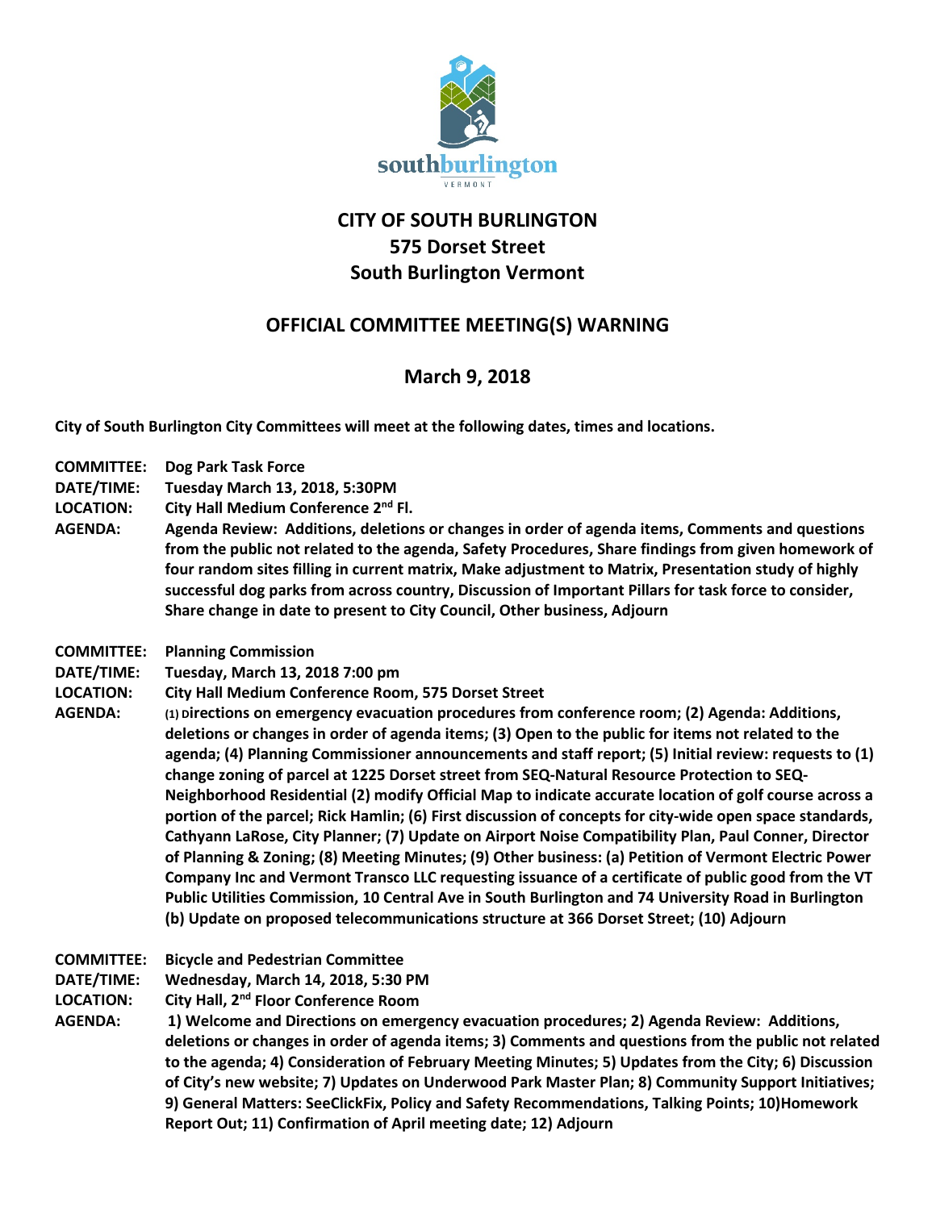# CITY OF SOUTH BURLINGTON
# 575 Dorset Street
# South Burlington Vermont

## OFFICIAL COMMITTEE MEETING(S) WARNING

## March 9, 2018

**City of South Burlington City Committees will meet at the following dates, times and locations.**

**COMMITTEE:** **Dog Park Task Force**
**DATE/TIME:** **Tuesday March 13, 2018, 5:30PM**
**LOCATION:** **City Hall Medium Conference 2nd Fl.**
**AGENDA:** **Agenda Review: Additions, deletions or changes in order of agenda items, Comments and questions from the public not related to the agenda, Safety Procedures, Share findings from given homework of four random sites filling in current matrix, Make adjustment to Matrix, Presentation study of highly successful dog parks from across country, Discussion of Important Pillars for task force to consider, Share change in date to present to City Council, Other business, Adjourn**

**COMMITTEE:** **Planning Commission**
**DATE/TIME:** **Tuesday, March 13, 2018 7:00 pm**
**LOCATION:** **City Hall Medium Conference Room, 575 Dorset Street**
**AGENDA:** **(1) Directions on emergency evacuation procedures from conference room; (2) Agenda: Additions, deletions or changes in order of agenda items; (3) Open to the public for items not related to the agenda; (4) Planning Commissioner announcements and staff report; (5) Initial review: requests to (1) change zoning of parcel at 1225 Dorset street from SEQ-Natural Resource Protection to SEQ-Neighborhood Residential (2) modify Official Map to indicate accurate location of golf course across a portion of the parcel; Rick Hamlin; (6) First discussion of concepts for city-wide open space standards, Cathyann LaRose, City Planner; (7) Update on Airport Noise Compatibility Plan, Paul Conner, Director of Planning & Zoning; (8) Meeting Minutes; (9) Other business: (a) Petition of Vermont Electric Power Company Inc and Vermont Transco LLC requesting issuance of a certificate of public good from the VT Public Utilities Commission, 10 Central Ave in South Burlington and 74 University Road in Burlington (b) Update on proposed telecommunications structure at 366 Dorset Street; (10) Adjourn**

**COMMITTEE:** **Bicycle and Pedestrian Committee**
**DATE/TIME:** **Wednesday, March 14, 2018, 5:30 PM**
**LOCATION:** **City Hall, 2nd Floor Conference Room**
**AGENDA:** **1) Welcome and Directions on emergency evacuation procedures; 2) Agenda Review: Additions, deletions or changes in order of agenda items; 3) Comments and questions from the public not related to the agenda; 4) Consideration of February Meeting Minutes; 5) Updates from the City; 6) Discussion of City's new website; 7) Updates on Underwood Park Master Plan; 8) Community Support Initiatives; 9) General Matters: SeeClickFix, Policy and Safety Recommendations, Talking Points; 10)Homework Report Out; 11) Confirmation of April meeting date; 12) Adjourn**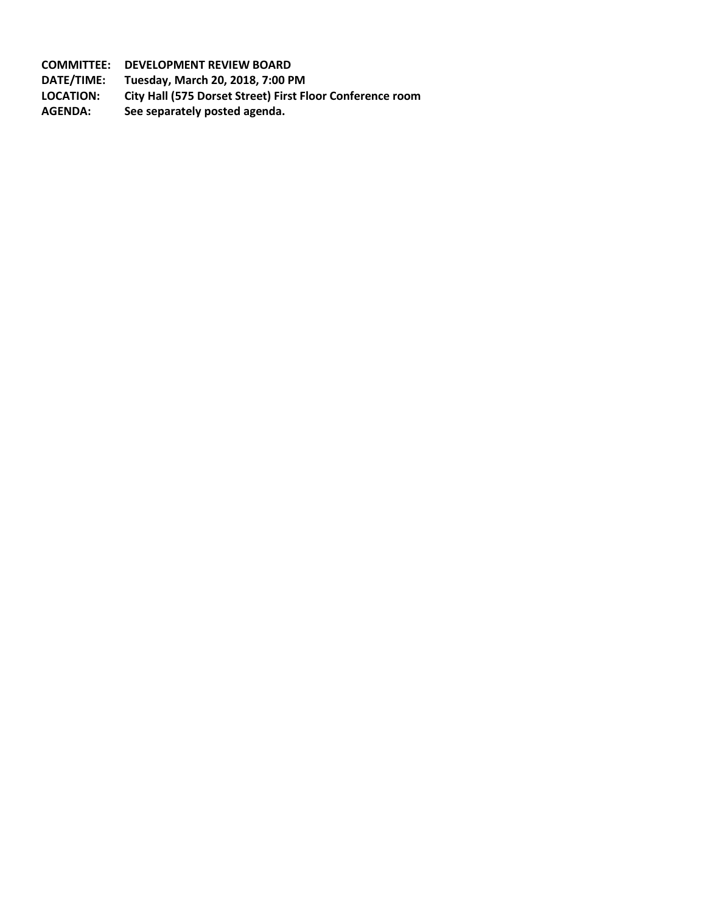**COMMITTEE:** **DEVELOPMENT REVIEW BOARD**
**DATE/TIME:** **Tuesday, March 20, 2018, 7:00 PM**
**LOCATION:** **City Hall (575 Dorset Street) First Floor Conference room**
**AGENDA:** **See separately posted agenda.**